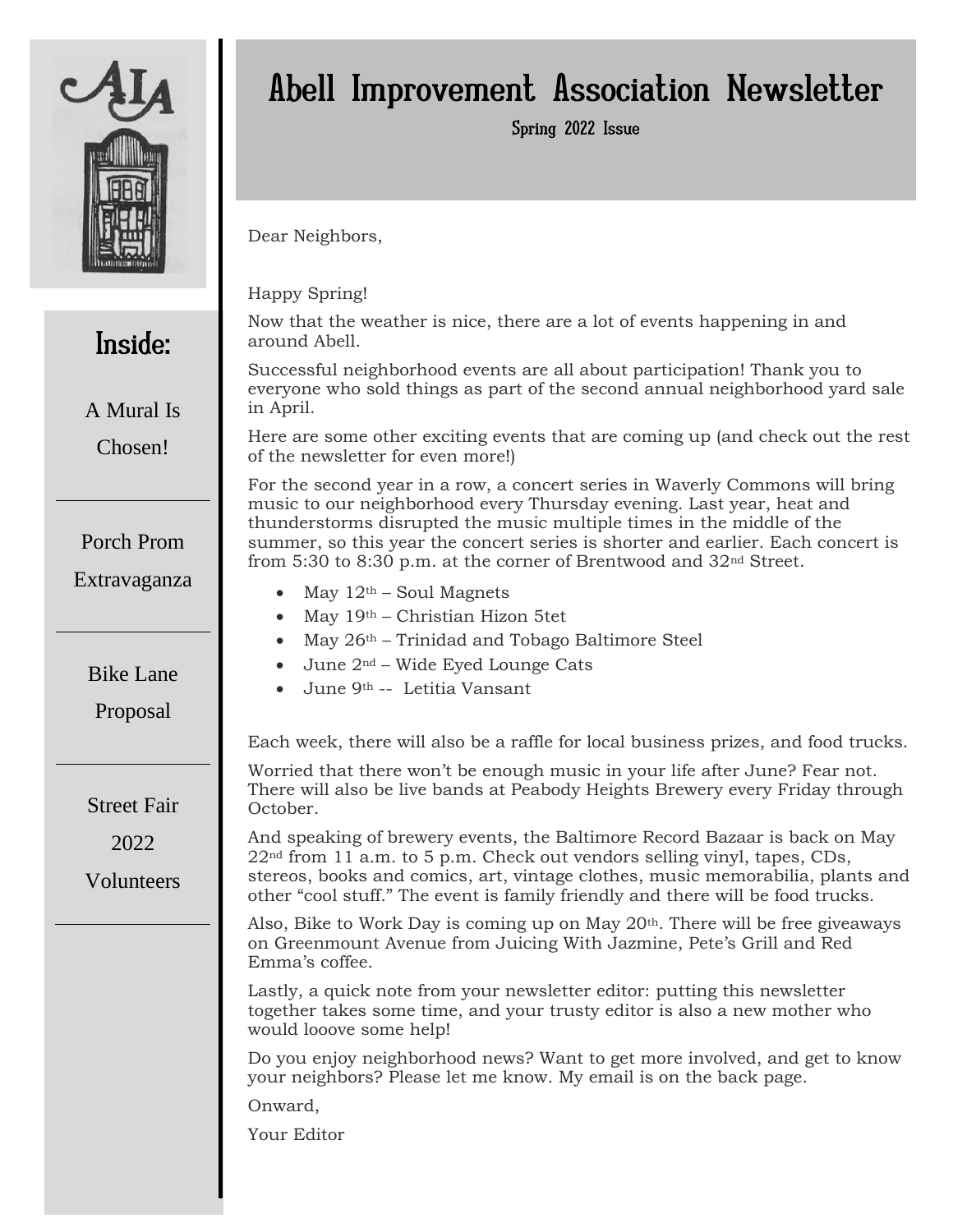# Abell Improvement Association Newsletter

Spring 2022 Issue

## Inside:

A Mural Is Chosen!

Porch Prom Extravaganza

Bike Lane Proposal

Street Fair 2022 Volunteers

---

Dear Neighbors,

Happy Spring!

Now that the weather is nice, there are a lot of events happening in and around Abell.

Successful neighborhood events are all about participation! Thank you to everyone who sold things as part of the second annual neighborhood yard sale in April.

Here are some other exciting events that are coming up (and check out the rest of the newsletter for even more!)

For the second year in a row, a concert series in Waverly Commons will bring music to our neighborhood every Thursday evening. Last year, heat and thunderstorms disrupted the music multiple times in the middle of the summer, so this year the concert series is shorter and earlier. Each concert is from 5:30 to 8:30 p.m. at the corner of Brentwood and 32nd Street.

- May 12th – Soul Magnets
- May 19th – Christian Hizon 5tet
- May 26th – Trinidad and Tobago Baltimore Steel
- June 2nd – Wide Eyed Lounge Cats
- June 9th -- Letitia Vansant

Each week, there will also be a raffle for local business prizes, and food trucks.

Worried that there won't be enough music in your life after June? Fear not. There will also be live bands at Peabody Heights Brewery every Friday through October.

And speaking of brewery events, the Baltimore Record Bazaar is back on May 22nd from 11 a.m. to 5 p.m. Check out vendors selling vinyl, tapes, CDs, stereos, books and comics, art, vintage clothes, music memorabilia, plants and other "cool stuff." The event is family friendly and there will be food trucks.

Also, Bike to Work Day is coming up on May 20th. There will be free giveaways on Greenmount Avenue from Juicing With Jazmine, Pete's Grill and Red Emma's coffee.

Lastly, a quick note from your newsletter editor: putting this newsletter together takes some time, and your trusty editor is also a new mother who would looove some help!

Do you enjoy neighborhood news? Want to get more involved, and get to know your neighbors? Please let me know. My email is on the back page.

Onward,

Your Editor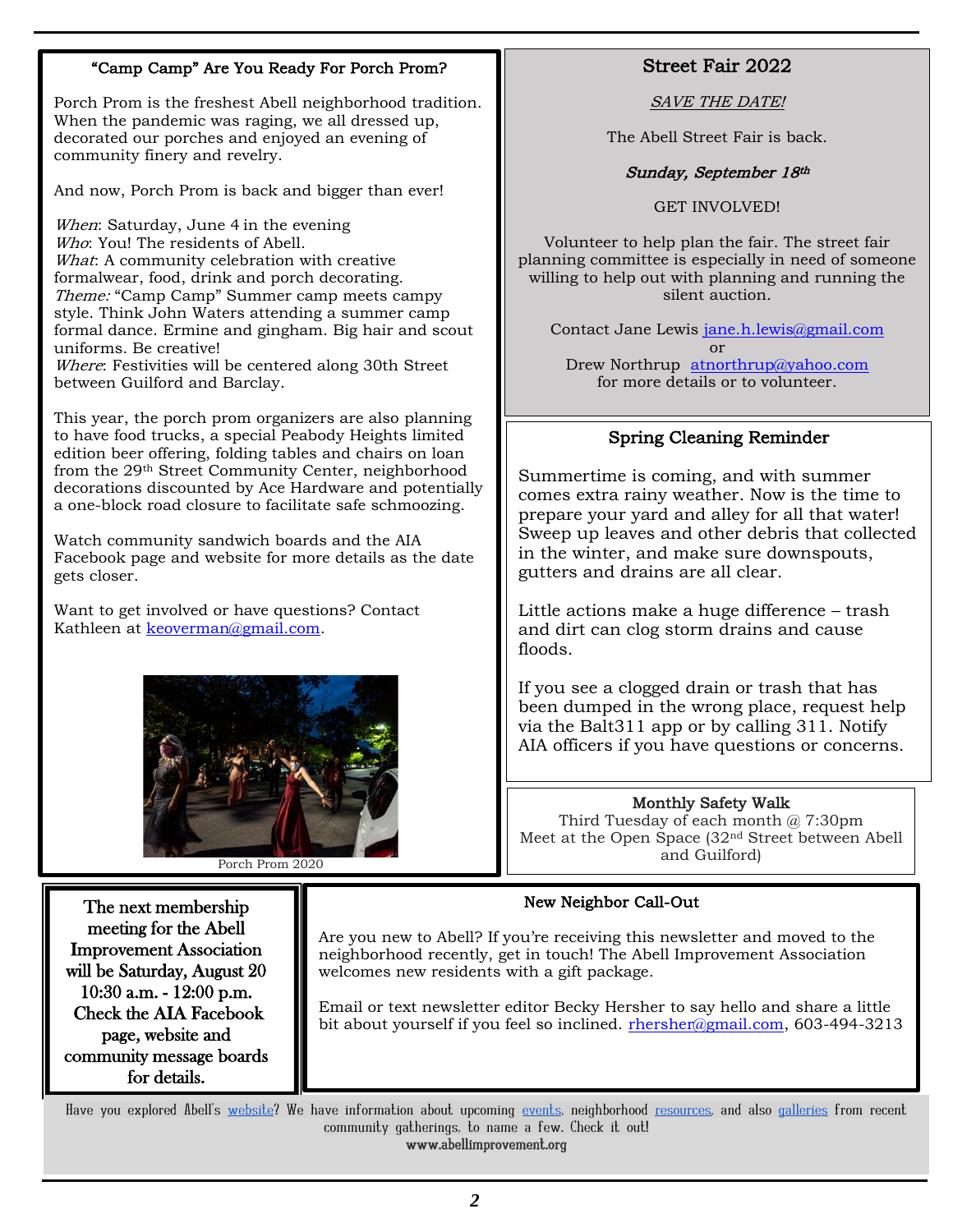## "Camp Camp" Are You Ready For Porch Prom?

Porch Prom is the freshest Abell neighborhood tradition. When the pandemic was raging, we all dressed up, decorated our porches and enjoyed an evening of community finery and revelry.

And now, Porch Prom is back and bigger than ever!

*When*: Saturday, June 4 in the evening
*Who*: You! The residents of Abell.
*What*: A community celebration with creative formalwear, food, drink and porch decorating.
*Theme:* "Camp Camp" Summer camp meets campy style. Think John Waters attending a summer camp formal dance. Ermine and gingham. Big hair and scout uniforms. Be creative!
*Where*: Festivities will be centered along 30th Street between Guilford and Barclay.

This year, the porch prom organizers are also planning to have food trucks, a special Peabody Heights limited edition beer offering, folding tables and chairs on loan from the 29th Street Community Center, neighborhood decorations discounted by Ace Hardware and potentially a one-block road closure to facilitate safe schmoozing.

Watch community sandwich boards and the AIA Facebook page and website for more details as the date gets closer.

Want to get involved or have questions? Contact Kathleen at keoverman@gmail.com.

Porch Prom 2020

## Street Fair 2022

*SAVE THE DATE!*

The Abell Street Fair is back.

***Sunday, September 18th***

GET INVOLVED!

Volunteer to help plan the fair. The street fair planning committee is especially in need of someone willing to help out with planning and running the silent auction.

Contact Jane Lewis jane.h.lewis@gmail.com
or
Drew Northrup atnorthrup@yahoo.com
for more details or to volunteer.

## Spring Cleaning Reminder

Summertime is coming, and with summer comes extra rainy weather. Now is the time to prepare your yard and alley for all that water! Sweep up leaves and other debris that collected in the winter, and make sure downspouts, gutters and drains are all clear.

Little actions make a huge difference – trash and dirt can clog storm drains and cause floods.

If you see a clogged drain or trash that has been dumped in the wrong place, request help via the Balt311 app or by calling 311. Notify AIA officers if you have questions or concerns.

**Monthly Safety Walk**
Third Tuesday of each month @ 7:30pm
Meet at the Open Space (32nd Street between Abell and Guilford)

**The next membership meeting for the Abell Improvement Association will be Saturday, August 20 10:30 a.m. - 12:00 p.m. Check the AIA Facebook page, website and community message boards for details.**

## New Neighbor Call-Out

Are you new to Abell? If you're receiving this newsletter and moved to the neighborhood recently, get in touch! The Abell Improvement Association welcomes new residents with a gift package.

Email or text newsletter editor Becky Hersher to say hello and share a little bit about yourself if you feel so inclined. rhersher@gmail.com, 603-494-3213

Have you explored Abell's website? We have information about upcoming events, neighborhood resources, and also galleries from recent community gatherings, to name a few. Check it out!
www.abellimprovement.org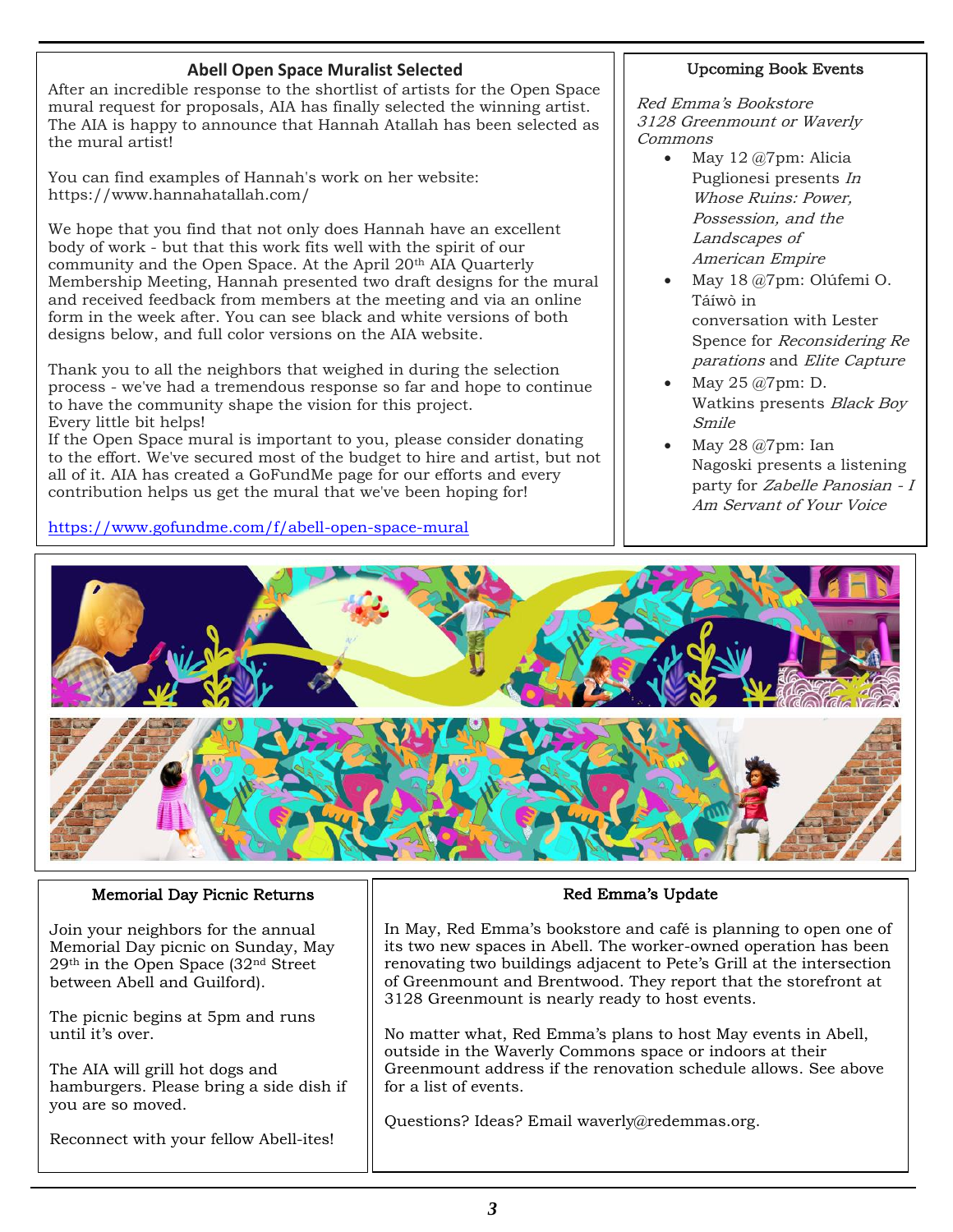## Abell Open Space Muralist Selected

After an incredible response to the shortlist of artists for the Open Space mural request for proposals, AIA has finally selected the winning artist. The AIA is happy to announce that Hannah Atallah has been selected as the mural artist!

You can find examples of Hannah's work on her website: https://www.hannahatallah.com/

We hope that you find that not only does Hannah have an excellent body of work - but that this work fits well with the spirit of our community and the Open Space. At the April 20th AIA Quarterly Membership Meeting, Hannah presented two draft designs for the mural and received feedback from members at the meeting and via an online form in the week after. You can see black and white versions of both designs below, and full color versions on the AIA website.

Thank you to all the neighbors that weighed in during the selection process - we've had a tremendous response so far and hope to continue to have the community shape the vision for this project.
Every little bit helps!
If the Open Space mural is important to you, please consider donating to the effort. We've secured most of the budget to hire and artist, but not all of it. AIA has created a GoFundMe page for our efforts and every contribution helps us get the mural that we've been hoping for!

https://www.gofundme.com/f/abell-open-space-mural

## Upcoming Book Events

*Red Emma's Bookstore*
*3128 Greenmount or Waverly Commons*

- May 12 @7pm: Alicia Puglionesi presents *In Whose Ruins: Power, Possession, and the Landscapes of American Empire*
- May 18 @7pm: Olúfemi O. Táíwò in conversation with Lester Spence for *Reconsidering Reparations* and *Elite Capture*
- May 25 @7pm: D. Watkins presents *Black Boy Smile*
- May 28 @7pm: Ian Nagoski presents a listening party for *Zabelle Panosian - I Am Servant of Your Voice*

## Memorial Day Picnic Returns

Join your neighbors for the annual Memorial Day picnic on Sunday, May 29th in the Open Space (32nd Street between Abell and Guilford).

The picnic begins at 5pm and runs until it's over.

The AIA will grill hot dogs and hamburgers. Please bring a side dish if you are so moved.

Reconnect with your fellow Abell-ites!

## Red Emma's Update

In May, Red Emma's bookstore and café is planning to open one of its two new spaces in Abell. The worker-owned operation has been renovating two buildings adjacent to Pete's Grill at the intersection of Greenmount and Brentwood. They report that the storefront at 3128 Greenmount is nearly ready to host events.

No matter what, Red Emma's plans to host May events in Abell, outside in the Waverly Commons space or indoors at their Greenmount address if the renovation schedule allows. See above for a list of events.

Questions? Ideas? Email waverly@redemmas.org.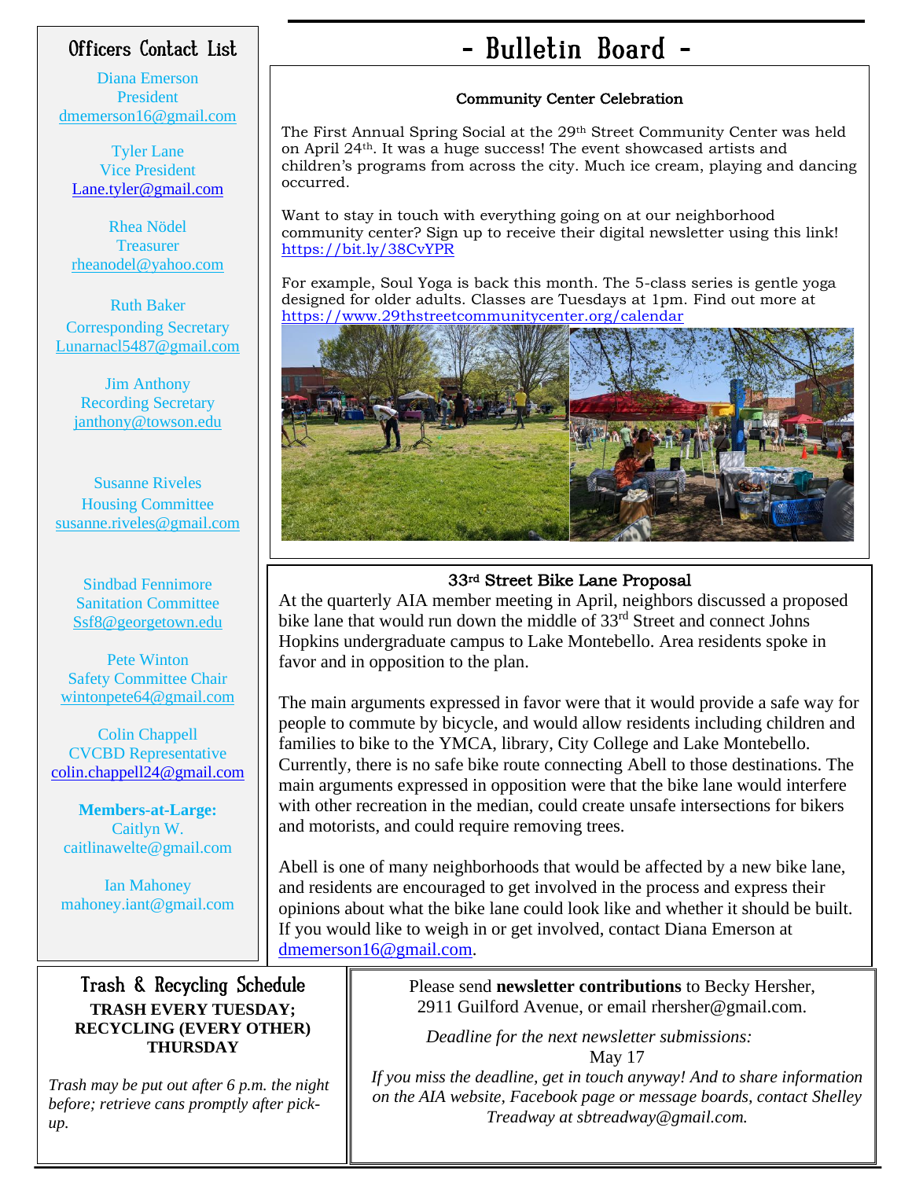## Officers Contact List

Diana Emerson
President
dmemerson16@gmail.com

Tyler Lane
Vice President
Lane.tyler@gmail.com

Rhea Nödel
Treasurer
rheanodel@yahoo.com

Ruth Baker
Corresponding Secretary
Lunarnacl5487@gmail.com

Jim Anthony
Recording Secretary
janthony@towson.edu

Susanne Riveles
Housing Committee
susanne.riveles@gmail.com

Sindbad Fennimore
Sanitation Committee
Ssf8@georgetown.edu

Pete Winton
Safety Committee Chair
wintonpete64@gmail.com

Colin Chappell
CVCBD Representative
colin.chappell24@gmail.com

**Members-at-Large:**
Caitlyn W.
caitlinawelte@gmail.com

Ian Mahoney
mahoney.iant@gmail.com

# - Bulletin Board -

### Community Center Celebration

The First Annual Spring Social at the 29th Street Community Center was held on April 24th. It was a huge success! The event showcased artists and children's programs from across the city. Much ice cream, playing and dancing occurred.

Want to stay in touch with everything going on at our neighborhood community center? Sign up to receive their digital newsletter using this link! https://bit.ly/38CvYPR

For example, Soul Yoga is back this month. The 5-class series is gentle yoga designed for older adults. Classes are Tuesdays at 1pm. Find out more at https://www.29thstreetcommunitycenter.org/calendar

### 33rd Street Bike Lane Proposal

At the quarterly AIA member meeting in April, neighbors discussed a proposed bike lane that would run down the middle of 33rd Street and connect Johns Hopkins undergraduate campus to Lake Montebello. Area residents spoke in favor and in opposition to the plan.

The main arguments expressed in favor were that it would provide a safe way for people to commute by bicycle, and would allow residents including children and families to bike to the YMCA, library, City College and Lake Montebello. Currently, there is no safe bike route connecting Abell to those destinations. The main arguments expressed in opposition were that the bike lane would interfere with other recreation in the median, could create unsafe intersections for bikers and motorists, and could require removing trees.

Abell is one of many neighborhoods that would be affected by a new bike lane, and residents are encouraged to get involved in the process and express their opinions about what the bike lane could look like and whether it should be built. If you would like to weigh in or get involved, contact Diana Emerson at dmemerson16@gmail.com.

## Trash & Recycling Schedule

**TRASH EVERY TUESDAY;
RECYCLING (EVERY OTHER) THURSDAY**

*Trash may be put out after 6 p.m. the night before; retrieve cans promptly after pick-up.*

Please send **newsletter contributions** to Becky Hersher, 2911 Guilford Avenue, or email rhersher@gmail.com.

*Deadline for the next newsletter submissions:*
May 17

*If you miss the deadline, get in touch anyway! And to share information on the AIA website, Facebook page or message boards, contact Shelley Treadway at sbtreadway@gmail.com.*